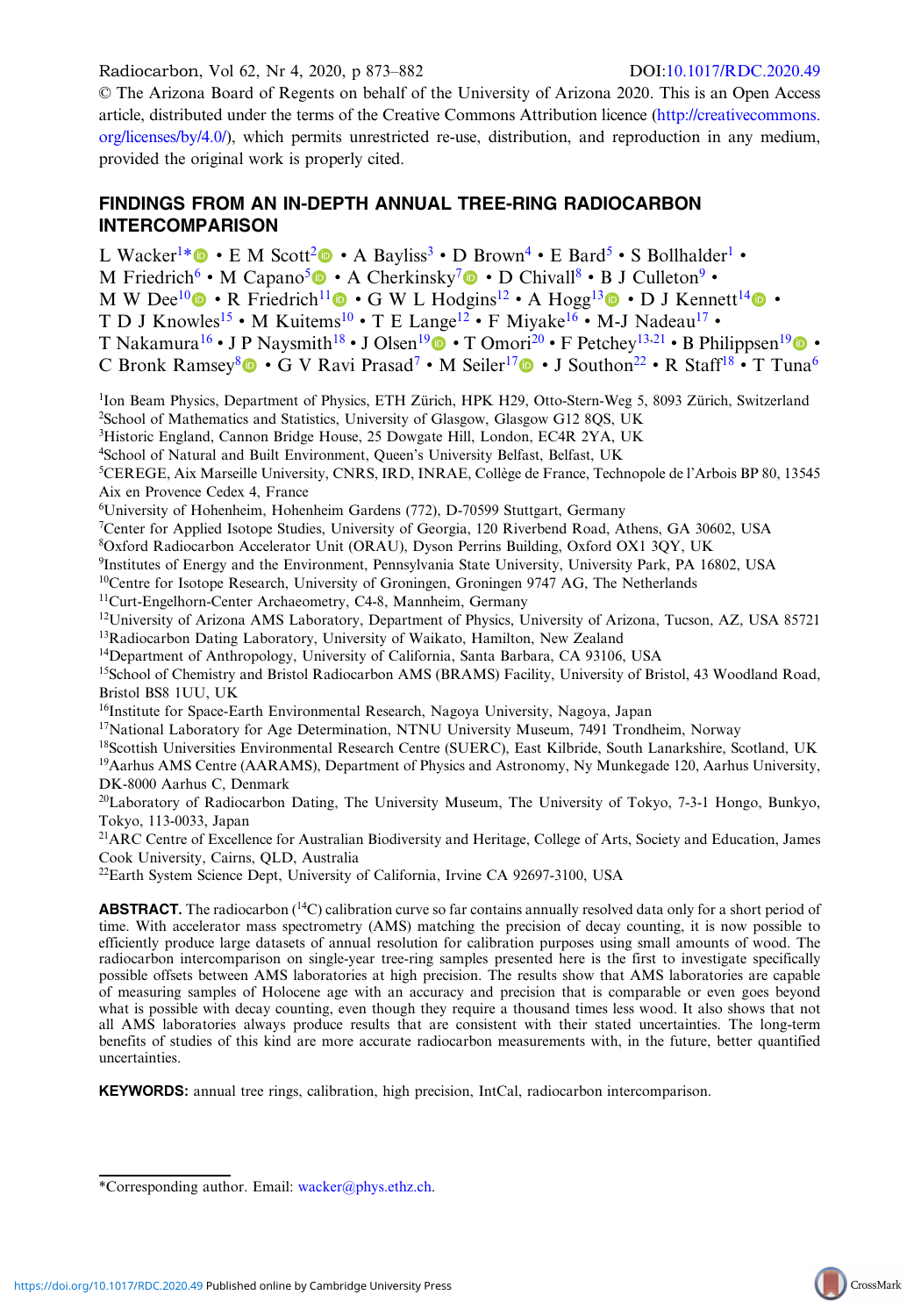Radiocarbon, Vol 62, Nr 4, 2020, p 873–882 DOI:10.1017/RDC.2020.49

© The Arizona Board of Regents on behalf of the University of Arizona 2020. This is an Open Access article, distributed under the terms of the Creative Commons Attribution licence (http://creativecommons.org/licenses/by/4.0/), which permits unrestricted re-use, distribution, and reproduction in any medium, provided the original work is properly cited.

# FINDINGS FROM AN IN-DEPTH ANNUAL TREE-RING RADIOCARBON INTERCOMPARISON

L Wacker[1]* • E M Scott[2] • A Bayliss[3] • D Brown[4] • E Bard[5] • S Bollhalder[1] • M Friedrich[6] • M Capano[5] • A Cherkinsky[7] • D Chivall[8] • B J Culleton[9] • M W Dee[10] • R Friedrich[11] • G W L Hodgins[12] • A Hogg[13] • D J Kennett[14] • T D J Knowles[15] • M Kuitems[10] • T E Lange[12] • F Miyake[16] • M-J Nadeau[17] • T Nakamura[16] • J P Naysmith[18] • J Olsen[19] • T Omori[20] • F Petchey[13,21] • B Philippsen[19] • C Bronk Ramsey[8] • G V Ravi Prasad[7] • M Seiler[17] • J Southon[22] • R Staff[18] • T Tuna[6]

[1]Ion Beam Physics, Department of Physics, ETH Zürich, HPK H29, Otto-Stern-Weg 5, 8093 Zürich, Switzerland
[2]School of Mathematics and Statistics, University of Glasgow, Glasgow G12 8QS, UK
[3]Historic England, Cannon Bridge House, 25 Dowgate Hill, London, EC4R 2YA, UK
[4]School of Natural and Built Environment, Queen's University Belfast, Belfast, UK
[5]CEREGE, Aix Marseille University, CNRS, IRD, INRAE, Collège de France, Technopole de l'Arbois BP 80, 13545 Aix en Provence Cedex 4, France
[6]University of Hohenheim, Hohenheim Gardens (772), D-70599 Stuttgart, Germany
[7]Center for Applied Isotope Studies, University of Georgia, 120 Riverbend Road, Athens, GA 30602, USA
[8]Oxford Radiocarbon Accelerator Unit (ORAU), Dyson Perrins Building, Oxford OX1 3QY, UK
[9]Institutes of Energy and the Environment, Pennsylvania State University, University Park, PA 16802, USA
[10]Centre for Isotope Research, University of Groningen, Groningen 9747 AG, The Netherlands
[11]Curt-Engelhorn-Center Archaeometry, C4-8, Mannheim, Germany
[12]University of Arizona AMS Laboratory, Department of Physics, University of Arizona, Tucson, AZ, USA 85721
[13]Radiocarbon Dating Laboratory, University of Waikato, Hamilton, New Zealand
[14]Department of Anthropology, University of California, Santa Barbara, CA 93106, USA
[15]School of Chemistry and Bristol Radiocarbon AMS (BRAMS) Facility, University of Bristol, 43 Woodland Road, Bristol BS8 1UU, UK
[16]Institute for Space-Earth Environmental Research, Nagoya University, Nagoya, Japan
[17]National Laboratory for Age Determination, NTNU University Museum, 7491 Trondheim, Norway
[18]Scottish Universities Environmental Research Centre (SUERC), East Kilbride, South Lanarkshire, Scotland, UK
[19]Aarhus AMS Centre (AARAMS), Department of Physics and Astronomy, Ny Munkegade 120, Aarhus University, DK-8000 Aarhus C, Denmark
[20]Laboratory of Radiocarbon Dating, The University Museum, The University of Tokyo, 7-3-1 Hongo, Bunkyo, Tokyo, 113-0033, Japan
[21]ARC Centre of Excellence for Australian Biodiversity and Heritage, College of Arts, Society and Education, James Cook University, Cairns, QLD, Australia
[22]Earth System Science Dept, University of California, Irvine CA 92697-3100, USA

**ABSTRACT.** The radiocarbon ($^{14}C$) calibration curve so far contains annually resolved data only for a short period of time. With accelerator mass spectrometry (AMS) matching the precision of decay counting, it is now possible to efficiently produce large datasets of annual resolution for calibration purposes using small amounts of wood. The radiocarbon intercomparison on single-year tree-ring samples presented here is the first to investigate specifically possible offsets between AMS laboratories at high precision. The results show that AMS laboratories are capable of measuring samples of Holocene age with an accuracy and precision that is comparable or even goes beyond what is possible with decay counting, even though they require a thousand times less wood. It also shows that not all AMS laboratories always produce results that are consistent with their stated uncertainties. The long-term benefits of studies of this kind are more accurate radiocarbon measurements with, in the future, better quantified uncertainties.

**KEYWORDS:** annual tree rings, calibration, high precision, IntCal, radiocarbon intercomparison.

*Corresponding author. Email: wacker@phys.ethz.ch.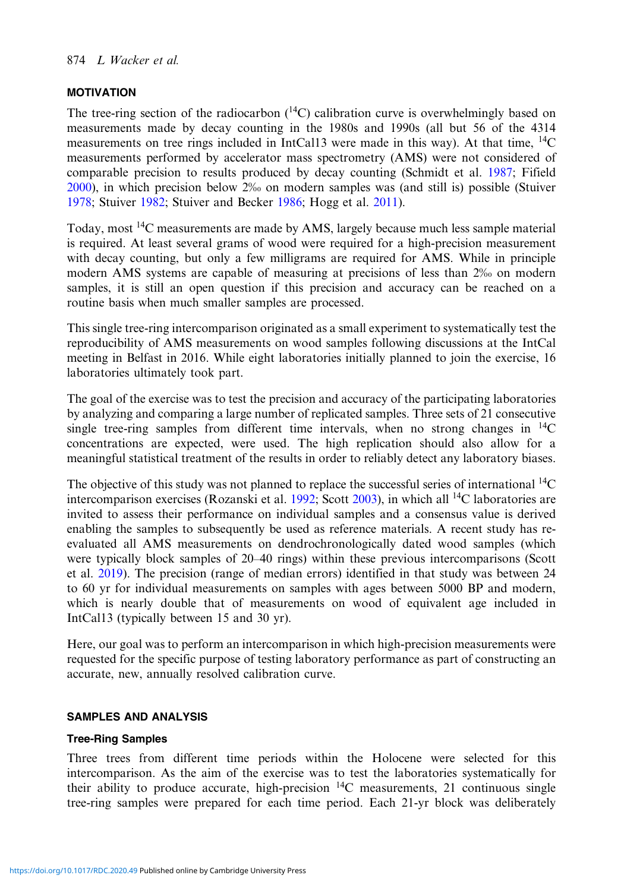## MOTIVATION

The tree-ring section of the radiocarbon ($^{14}C$) calibration curve is overwhelmingly based on measurements made by decay counting in the 1980s and 1990s (all but 56 of the 4314 measurements on tree rings included in IntCal13 were made in this way). At that time, $^{14}C$ measurements performed by accelerator mass spectrometry (AMS) were not considered of comparable precision to results produced by decay counting (Schmidt et al. 1987; Fifield 2000), in which precision below 2‰ on modern samples was (and still is) possible (Stuiver 1978; Stuiver 1982; Stuiver and Becker 1986; Hogg et al. 2011).

Today, most $^{14}C$ measurements are made by AMS, largely because much less sample material is required. At least several grams of wood were required for a high-precision measurement with decay counting, but only a few milligrams are required for AMS. While in principle modern AMS systems are capable of measuring at precisions of less than 2‰ on modern samples, it is still an open question if this precision and accuracy can be reached on a routine basis when much smaller samples are processed.

This single tree-ring intercomparison originated as a small experiment to systematically test the reproducibility of AMS measurements on wood samples following discussions at the IntCal meeting in Belfast in 2016. While eight laboratories initially planned to join the exercise, 16 laboratories ultimately took part.

The goal of the exercise was to test the precision and accuracy of the participating laboratories by analyzing and comparing a large number of replicated samples. Three sets of 21 consecutive single tree-ring samples from different time intervals, when no strong changes in $^{14}C$ concentrations are expected, were used. The high replication should also allow for a meaningful statistical treatment of the results in order to reliably detect any laboratory biases.

The objective of this study was not planned to replace the successful series of international $^{14}C$ intercomparison exercises (Rozanski et al. 1992; Scott 2003), in which all $^{14}C$ laboratories are invited to assess their performance on individual samples and a consensus value is derived enabling the samples to subsequently be used as reference materials. A recent study has re-evaluated all AMS measurements on dendrochronologically dated wood samples (which were typically block samples of 20–40 rings) within these previous intercomparisons (Scott et al. 2019). The precision (range of median errors) identified in that study was between 24 to 60 yr for individual measurements on samples with ages between 5000 BP and modern, which is nearly double that of measurements on wood of equivalent age included in IntCal13 (typically between 15 and 30 yr).

Here, our goal was to perform an intercomparison in which high-precision measurements were requested for the specific purpose of testing laboratory performance as part of constructing an accurate, new, annually resolved calibration curve.

## SAMPLES AND ANALYSIS

### Tree-Ring Samples

Three trees from different time periods within the Holocene were selected for this intercomparison. As the aim of the exercise was to test the laboratories systematically for their ability to produce accurate, high-precision $^{14}C$ measurements, 21 continuous single tree-ring samples were prepared for each time period. Each 21-yr block was deliberately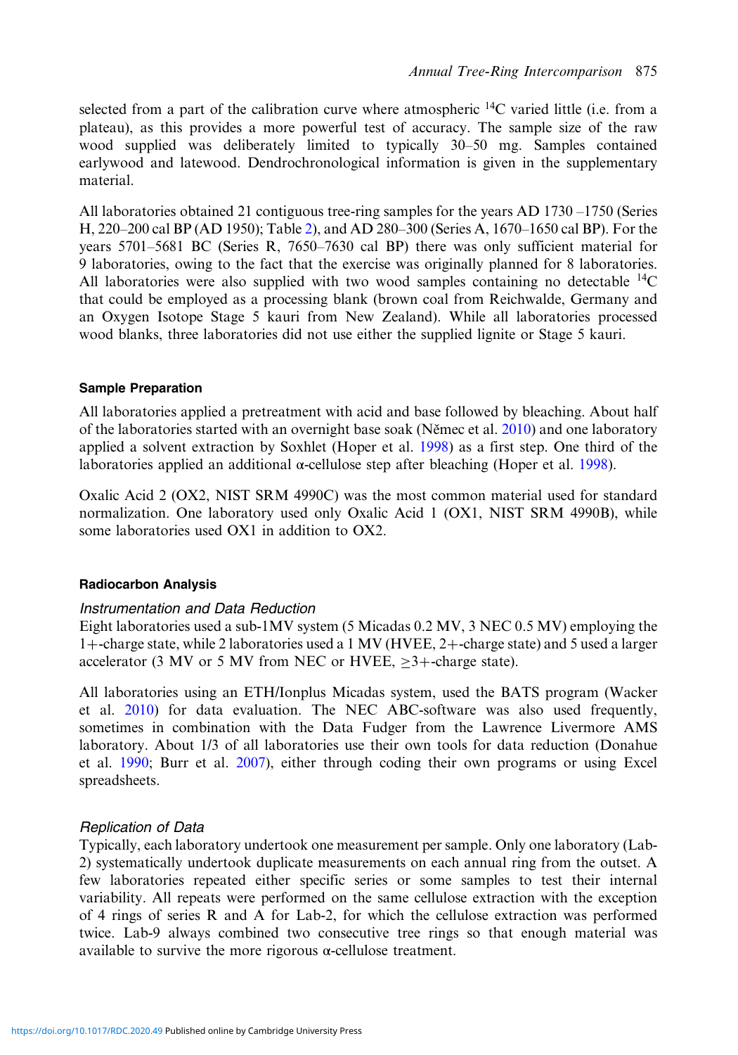selected from a part of the calibration curve where atmospheric $^{14}C$ varied little (i.e. from a plateau), as this provides a more powerful test of accuracy. The sample size of the raw wood supplied was deliberately limited to typically 30–50 mg. Samples contained earlywood and latewood. Dendrochronological information is given in the supplementary material.

All laboratories obtained 21 contiguous tree-ring samples for the years AD 1730 –1750 (Series H, 220–200 cal BP (AD 1950); Table 2), and AD 280–300 (Series A, 1670–1650 cal BP). For the years 5701–5681 BC (Series R, 7650–7630 cal BP) there was only sufficient material for 9 laboratories, owing to the fact that the exercise was originally planned for 8 laboratories. All laboratories were also supplied with two wood samples containing no detectable $^{14}C$ that could be employed as a processing blank (brown coal from Reichwalde, Germany and an Oxygen Isotope Stage 5 kauri from New Zealand). While all laboratories processed wood blanks, three laboratories did not use either the supplied lignite or Stage 5 kauri.

#### Sample Preparation

All laboratories applied a pretreatment with acid and base followed by bleaching. About half of the laboratories started with an overnight base soak (Němec et al. 2010) and one laboratory applied a solvent extraction by Soxhlet (Hoper et al. 1998) as a first step. One third of the laboratories applied an additional α-cellulose step after bleaching (Hoper et al. 1998).

Oxalic Acid 2 (OX2, NIST SRM 4990C) was the most common material used for standard normalization. One laboratory used only Oxalic Acid 1 (OX1, NIST SRM 4990B), while some laboratories used OX1 in addition to OX2.

#### Radiocarbon Analysis

##### *Instrumentation and Data Reduction*

Eight laboratories used a sub-1MV system (5 Micadas 0.2 MV, 3 NEC 0.5 MV) employing the 1+-charge state, while 2 laboratories used a 1 MV (HVEE, 2+-charge state) and 5 used a larger accelerator (3 MV or 5 MV from NEC or HVEE, ≥3+-charge state).

All laboratories using an ETH/Ionplus Micadas system, used the BATS program (Wacker et al. 2010) for data evaluation. The NEC ABC-software was also used frequently, sometimes in combination with the Data Fudger from the Lawrence Livermore AMS laboratory. About 1/3 of all laboratories use their own tools for data reduction (Donahue et al. 1990; Burr et al. 2007), either through coding their own programs or using Excel spreadsheets.

##### *Replication of Data*

Typically, each laboratory undertook one measurement per sample. Only one laboratory (Lab-2) systematically undertook duplicate measurements on each annual ring from the outset. A few laboratories repeated either specific series or some samples to test their internal variability. All repeats were performed on the same cellulose extraction with the exception of 4 rings of series R and A for Lab-2, for which the cellulose extraction was performed twice. Lab-9 always combined two consecutive tree rings so that enough material was available to survive the more rigorous α-cellulose treatment.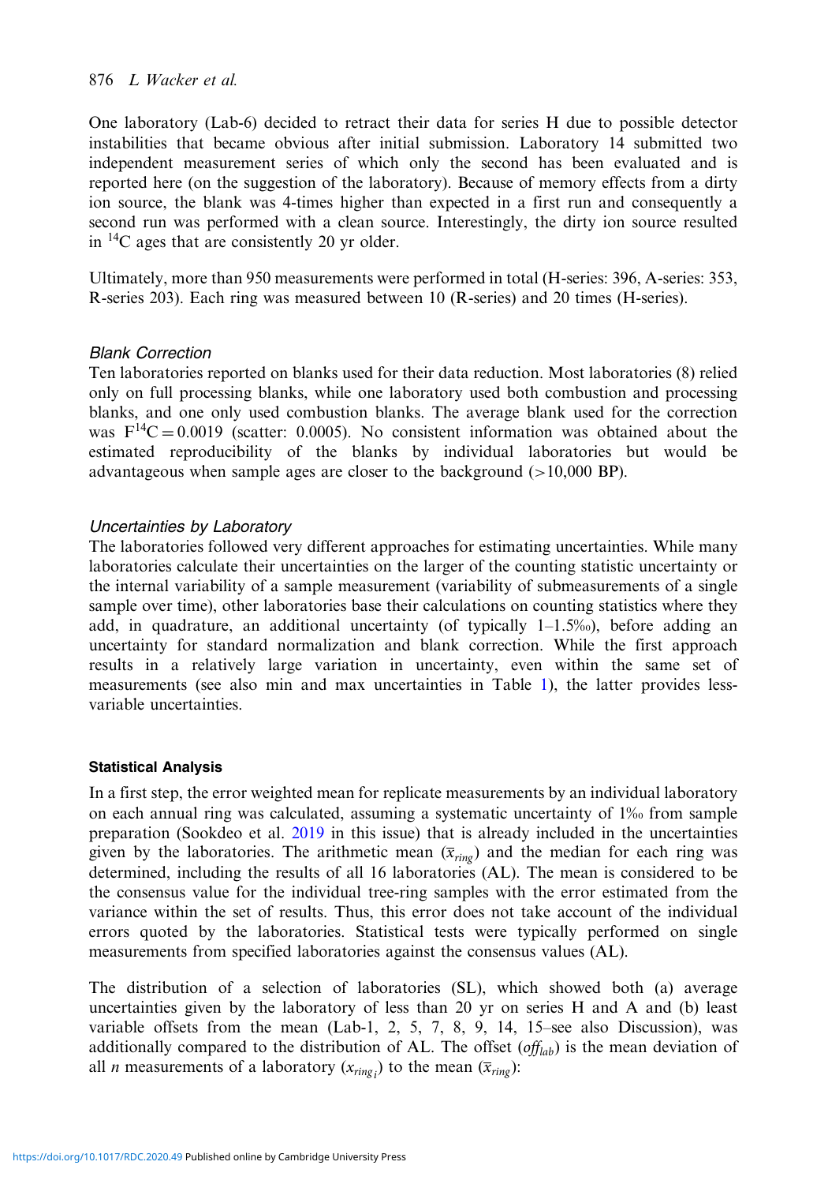One laboratory (Lab-6) decided to retract their data for series H due to possible detector instabilities that became obvious after initial submission. Laboratory 14 submitted two independent measurement series of which only the second has been evaluated and is reported here (on the suggestion of the laboratory). Because of memory effects from a dirty ion source, the blank was 4-times higher than expected in a first run and consequently a second run was performed with a clean source. Interestingly, the dirty ion source resulted in $^{14}$C ages that are consistently 20 yr older.

Ultimately, more than 950 measurements were performed in total (H-series: 396, A-series: 353, R-series 203). Each ring was measured between 10 (R-series) and 20 times (H-series).

### *Blank Correction*

Ten laboratories reported on blanks used for their data reduction. Most laboratories (8) relied only on full processing blanks, while one laboratory used both combustion and processing blanks, and one only used combustion blanks. The average blank used for the correction was $F^{14}C = 0.0019$ (scatter: 0.0005). No consistent information was obtained about the estimated reproducibility of the blanks by individual laboratories but would be advantageous when sample ages are closer to the background (>10,000 BP).

### *Uncertainties by Laboratory*

The laboratories followed very different approaches for estimating uncertainties. While many laboratories calculate their uncertainties on the larger of the counting statistic uncertainty or the internal variability of a sample measurement (variability of submeasurements of a single sample over time), other laboratories base their calculations on counting statistics where they add, in quadrature, an additional uncertainty (of typically 1–1.5‰), before adding an uncertainty for standard normalization and blank correction. While the first approach results in a relatively large variation in uncertainty, even within the same set of measurements (see also min and max uncertainties in Table 1), the latter provides less-variable uncertainties.

## **Statistical Analysis**

In a first step, the error weighted mean for replicate measurements by an individual laboratory on each annual ring was calculated, assuming a systematic uncertainty of 1‰ from sample preparation (Sookdeo et al. 2019 in this issue) that is already included in the uncertainties given by the laboratories. The arithmetic mean ($\overline{x}_{ring}$) and the median for each ring was determined, including the results of all 16 laboratories (AL). The mean is considered to be the consensus value for the individual tree-ring samples with the error estimated from the variance within the set of results. Thus, this error does not take account of the individual errors quoted by the laboratories. Statistical tests were typically performed on single measurements from specified laboratories against the consensus values (AL).

The distribution of a selection of laboratories (SL), which showed both (a) average uncertainties given by the laboratory of less than 20 yr on series H and A and (b) least variable offsets from the mean (Lab-1, 2, 5, 7, 8, 9, 14, 15–see also Discussion), was additionally compared to the distribution of AL. The offset ($off_{lab}$) is the mean deviation of all $n$ measurements of a laboratory ($x_{ring_i}$) to the mean ($\overline{x}_{ring}$):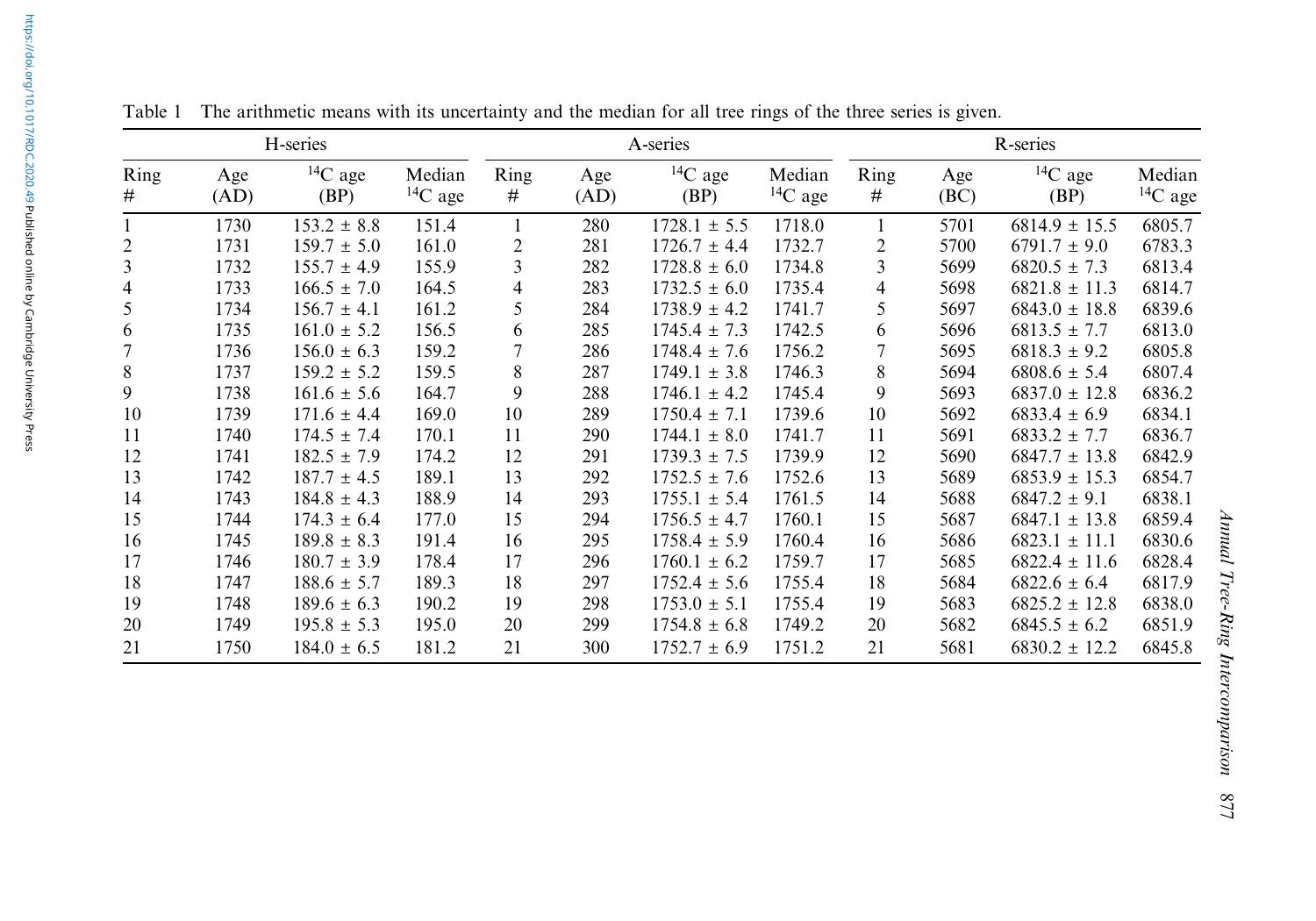Table 1 The arithmetic means with its uncertainty and the median for all tree rings of the three series is given.

| H-series | | | | A-series | | | | R-series | | | |
|---|---|---|---|---|---|---|---|---|---|---|---|
| Ring # | Age (AD) | $^{14}$C age (BP) | Median $^{14}$C age | Ring # | Age (AD) | $^{14}$C age (BP) | Median $^{14}$C age | Ring # | Age (BC) | $^{14}$C age (BP) | Median $^{14}$C age |
| 1 | 1730 | 153.2 ± 8.8 | 151.4 | 1 | 280 | 1728.1 ± 5.5 | 1718.0 | 1 | 5701 | 6814.9 ± 15.5 | 6805.7 |
| 2 | 1731 | 159.7 ± 5.0 | 161.0 | 2 | 281 | 1726.7 ± 4.4 | 1732.7 | 2 | 5700 | 6791.7 ± 9.0 | 6783.3 |
| 3 | 1732 | 155.7 ± 4.9 | 155.9 | 3 | 282 | 1728.8 ± 6.0 | 1734.8 | 3 | 5699 | 6820.5 ± 7.3 | 6813.4 |
| 4 | 1733 | 166.5 ± 7.0 | 164.5 | 4 | 283 | 1732.5 ± 6.0 | 1735.4 | 4 | 5698 | 6821.8 ± 11.3 | 6814.7 |
| 5 | 1734 | 156.7 ± 4.1 | 161.2 | 5 | 284 | 1738.9 ± 4.2 | 1741.7 | 5 | 5697 | 6843.0 ± 18.8 | 6839.6 |
| 6 | 1735 | 161.0 ± 5.2 | 156.5 | 6 | 285 | 1745.4 ± 7.3 | 1742.5 | 6 | 5696 | 6813.5 ± 7.7 | 6813.0 |
| 7 | 1736 | 156.0 ± 6.3 | 159.2 | 7 | 286 | 1748.4 ± 7.6 | 1756.2 | 7 | 5695 | 6818.3 ± 9.2 | 6805.8 |
| 8 | 1737 | 159.2 ± 5.2 | 159.5 | 8 | 287 | 1749.1 ± 3.8 | 1746.3 | 8 | 5694 | 6808.6 ± 5.4 | 6807.4 |
| 9 | 1738 | 161.6 ± 5.6 | 164.7 | 9 | 288 | 1746.1 ± 4.2 | 1745.4 | 9 | 5693 | 6837.0 ± 12.8 | 6836.2 |
| 10 | 1739 | 171.6 ± 4.4 | 169.0 | 10 | 289 | 1750.4 ± 7.1 | 1739.6 | 10 | 5692 | 6833.4 ± 6.9 | 6834.1 |
| 11 | 1740 | 174.5 ± 7.4 | 170.1 | 11 | 290 | 1744.1 ± 8.0 | 1741.7 | 11 | 5691 | 6833.2 ± 7.7 | 6836.7 |
| 12 | 1741 | 182.5 ± 7.9 | 174.2 | 12 | 291 | 1739.3 ± 7.5 | 1739.9 | 12 | 5690 | 6847.7 ± 13.8 | 6842.9 |
| 13 | 1742 | 187.7 ± 4.5 | 189.1 | 13 | 292 | 1752.5 ± 7.6 | 1752.6 | 13 | 5689 | 6853.9 ± 15.3 | 6854.7 |
| 14 | 1743 | 184.8 ± 4.3 | 188.9 | 14 | 293 | 1755.1 ± 5.4 | 1761.5 | 14 | 5688 | 6847.2 ± 9.1 | 6838.1 |
| 15 | 1744 | 174.3 ± 6.4 | 177.0 | 15 | 294 | 1756.5 ± 4.7 | 1760.1 | 15 | 5687 | 6847.1 ± 13.8 | 6859.4 |
| 16 | 1745 | 189.8 ± 8.3 | 191.4 | 16 | 295 | 1758.4 ± 5.9 | 1760.4 | 16 | 5686 | 6823.1 ± 11.1 | 6830.6 |
| 17 | 1746 | 180.7 ± 3.9 | 178.4 | 17 | 296 | 1760.1 ± 6.2 | 1759.7 | 17 | 5685 | 6822.4 ± 11.6 | 6828.4 |
| 18 | 1747 | 188.6 ± 5.7 | 189.3 | 18 | 297 | 1752.4 ± 5.6 | 1755.4 | 18 | 5684 | 6822.6 ± 6.4 | 6817.9 |
| 19 | 1748 | 189.6 ± 6.3 | 190.2 | 19 | 298 | 1753.0 ± 5.1 | 1755.4 | 19 | 5683 | 6825.2 ± 12.8 | 6838.0 |
| 20 | 1749 | 195.8 ± 5.3 | 195.0 | 20 | 299 | 1754.8 ± 6.8 | 1749.2 | 20 | 5682 | 6845.5 ± 6.2 | 6851.9 |
| 21 | 1750 | 184.0 ± 6.5 | 181.2 | 21 | 300 | 1752.7 ± 6.9 | 1751.2 | 21 | 5681 | 6830.2 ± 12.2 | 6845.8 |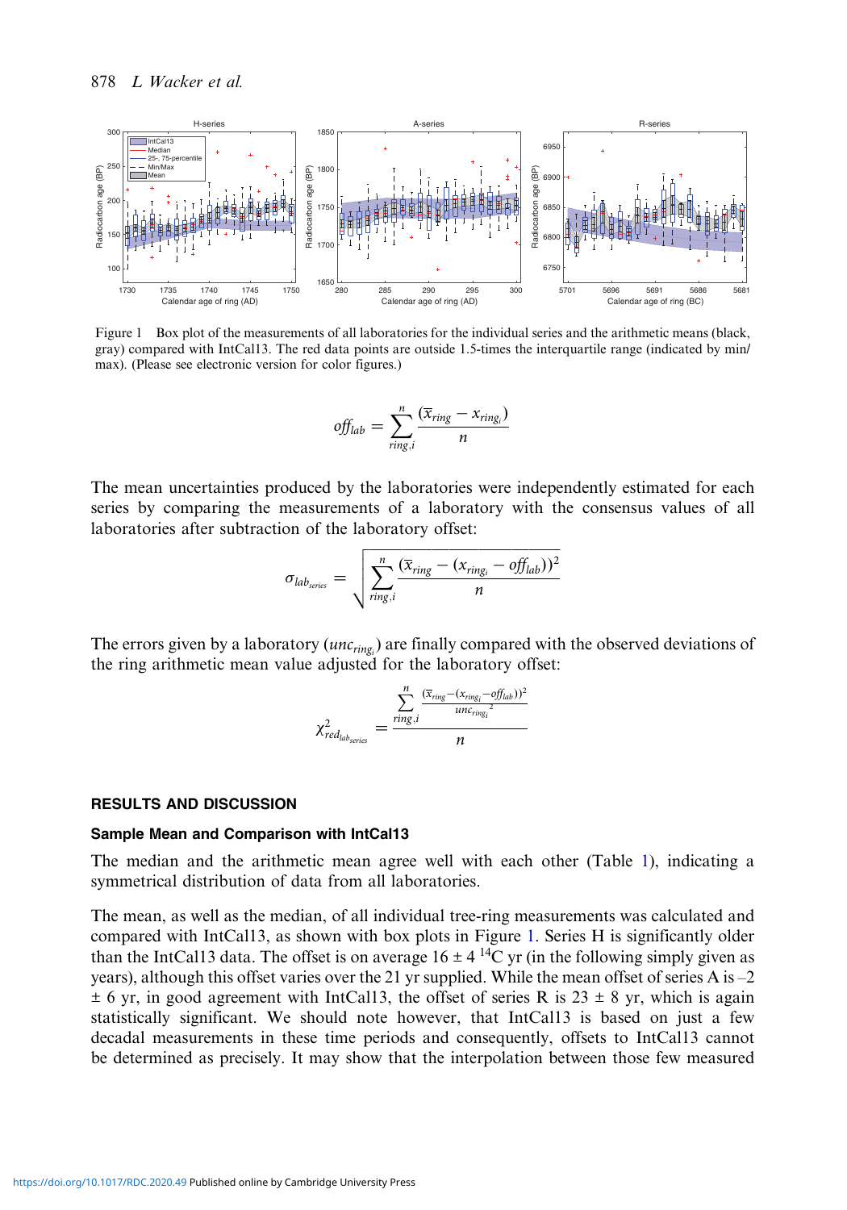H-series

IntCal13
Median
25-, 75-percentile
Min/Max
Mean

Radiocarbon age (BP)
300
250
200
150
100

1730 1735 1740 1745 1750
Calendar age of ring (AD)

A-series

Radiocarbon age (BP)
1850
1800
1750
1700
1650

280 285 290 295 300
Calendar age of ring (AD)

R-series

Radiocarbon age (BP)
6950
6900
6850
6800
6750

5701 5696 5691 5686 5681
Calendar age of ring (BC)

Figure 1 Box plot of the measurements of all laboratories for the individual series and the arithmetic means (black, gray) compared with IntCal13. The red data points are outside 1.5-times the interquartile range (indicated by min/max). (Please see electronic version for color figures.)

$$off_{lab} = \sum_{ring,i}^{n} \frac{(\bar{x}_{ring} - x_{ring_i})}{n}$$

The mean uncertainties produced by the laboratories were independently estimated for each series by comparing the measurements of a laboratory with the consensus values of all laboratories after subtraction of the laboratory offset:

$$\sigma_{lab_{series}} = \sqrt{\sum_{ring,i}^{n} \frac{(\bar{x}_{ring} - (x_{ring_i} - off_{lab}))^2}{n}}$$

The errors given by a laboratory ($unc_{ring_i}$) are finally compared with the observed deviations of the ring arithmetic mean value adjusted for the laboratory offset:

$$\chi^2_{red_{lab_{series}}} = \frac{\sum_{ring,i}^{n} \frac{(\bar{x}_{ring} - (x_{ring_i} - off_{lab}))^2}{unc_{ring_i}^{\;2}}}{n}$$

## RESULTS AND DISCUSSION

### Sample Mean and Comparison with IntCal13

The median and the arithmetic mean agree well with each other (Table 1), indicating a symmetrical distribution of data from all laboratories.

The mean, as well as the median, of all individual tree-ring measurements was calculated and compared with IntCal13, as shown with box plots in Figure 1. Series H is significantly older than the IntCal13 data. The offset is on average 16 ± 4 $^{14}$C yr (in the following simply given as years), although this offset varies over the 21 yr supplied. While the mean offset of series A is –2 ± 6 yr, in good agreement with IntCal13, the offset of series R is 23 ± 8 yr, which is again statistically significant. We should note however, that IntCal13 is based on just a few decadal measurements in these time periods and consequently, offsets to IntCal13 cannot be determined as precisely. It may show that the interpolation between those few measured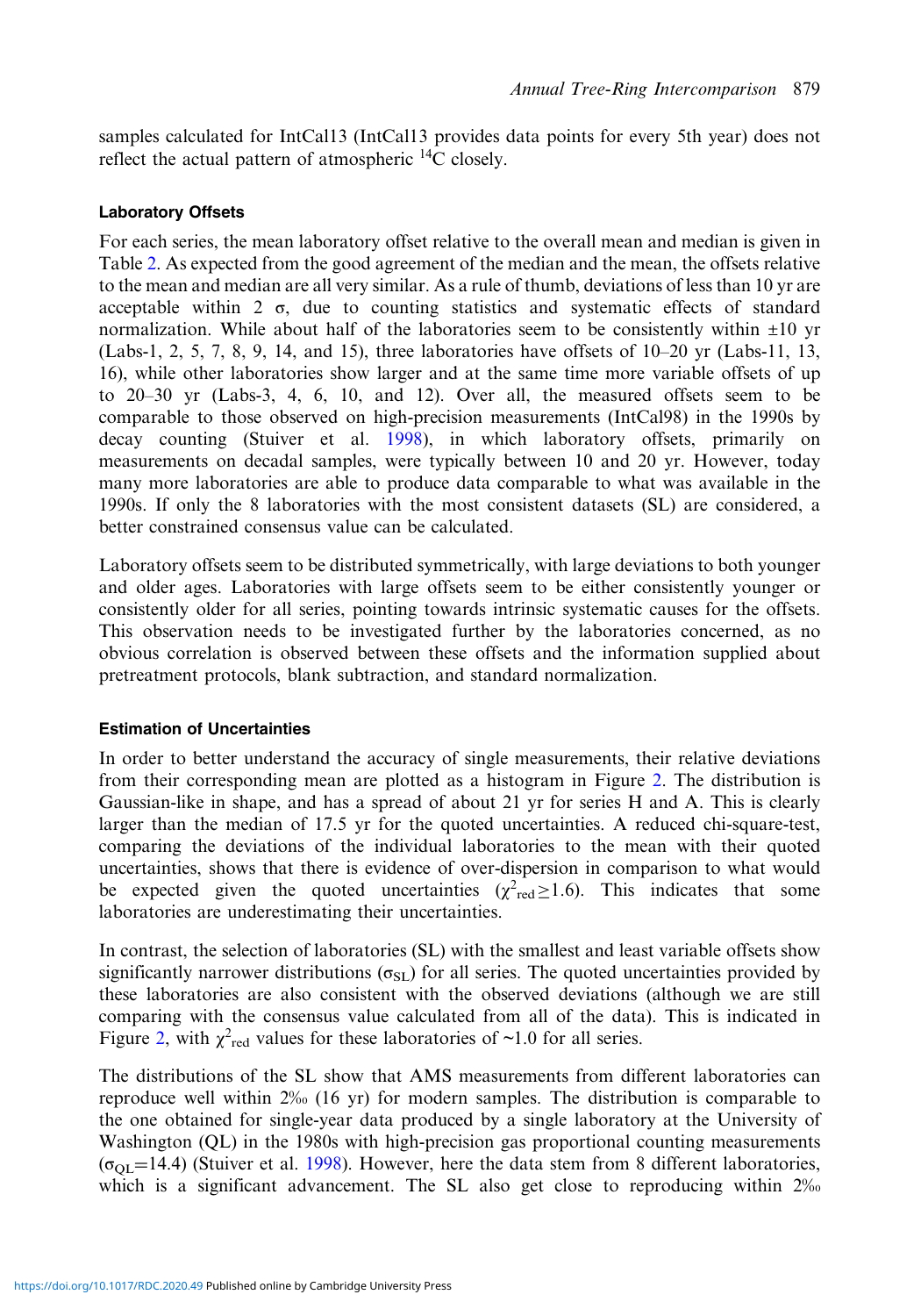samples calculated for IntCal13 (IntCal13 provides data points for every 5th year) does not reflect the actual pattern of atmospheric $^{14}$C closely.

#### Laboratory Offsets

For each series, the mean laboratory offset relative to the overall mean and median is given in Table 2. As expected from the good agreement of the median and the mean, the offsets relative to the mean and median are all very similar. As a rule of thumb, deviations of less than 10 yr are acceptable within 2 σ, due to counting statistics and systematic effects of standard normalization. While about half of the laboratories seem to be consistently within ±10 yr (Labs-1, 2, 5, 7, 8, 9, 14, and 15), three laboratories have offsets of 10–20 yr (Labs-11, 13, 16), while other laboratories show larger and at the same time more variable offsets of up to 20–30 yr (Labs-3, 4, 6, 10, and 12). Over all, the measured offsets seem to be comparable to those observed on high-precision measurements (IntCal98) in the 1990s by decay counting (Stuiver et al. 1998), in which laboratory offsets, primarily on measurements on decadal samples, were typically between 10 and 20 yr. However, today many more laboratories are able to produce data comparable to what was available in the 1990s. If only the 8 laboratories with the most consistent datasets (SL) are considered, a better constrained consensus value can be calculated.

Laboratory offsets seem to be distributed symmetrically, with large deviations to both younger and older ages. Laboratories with large offsets seem to be either consistently younger or consistently older for all series, pointing towards intrinsic systematic causes for the offsets. This observation needs to be investigated further by the laboratories concerned, as no obvious correlation is observed between these offsets and the information supplied about pretreatment protocols, blank subtraction, and standard normalization.

#### Estimation of Uncertainties

In order to better understand the accuracy of single measurements, their relative deviations from their corresponding mean are plotted as a histogram in Figure 2. The distribution is Gaussian-like in shape, and has a spread of about 21 yr for series H and A. This is clearly larger than the median of 17.5 yr for the quoted uncertainties. A reduced chi-square-test, comparing the deviations of the individual laboratories to the mean with their quoted uncertainties, shows that there is evidence of over-dispersion in comparison to what would be expected given the quoted uncertainties ($\chi^2_{red} \geq 1.6$). This indicates that some laboratories are underestimating their uncertainties.

In contrast, the selection of laboratories (SL) with the smallest and least variable offsets show significantly narrower distributions ($\sigma_{SL}$) for all series. The quoted uncertainties provided by these laboratories are also consistent with the observed deviations (although we are still comparing with the consensus value calculated from all of the data). This is indicated in Figure 2, with $\chi^2_{red}$ values for these laboratories of ~1.0 for all series.

The distributions of the SL show that AMS measurements from different laboratories can reproduce well within 2‰ (16 yr) for modern samples. The distribution is comparable to the one obtained for single-year data produced by a single laboratory at the University of Washington (QL) in the 1980s with high-precision gas proportional counting measurements ($\sigma_{QL}$=14.4) (Stuiver et al. 1998). However, here the data stem from 8 different laboratories, which is a significant advancement. The SL also get close to reproducing within 2‰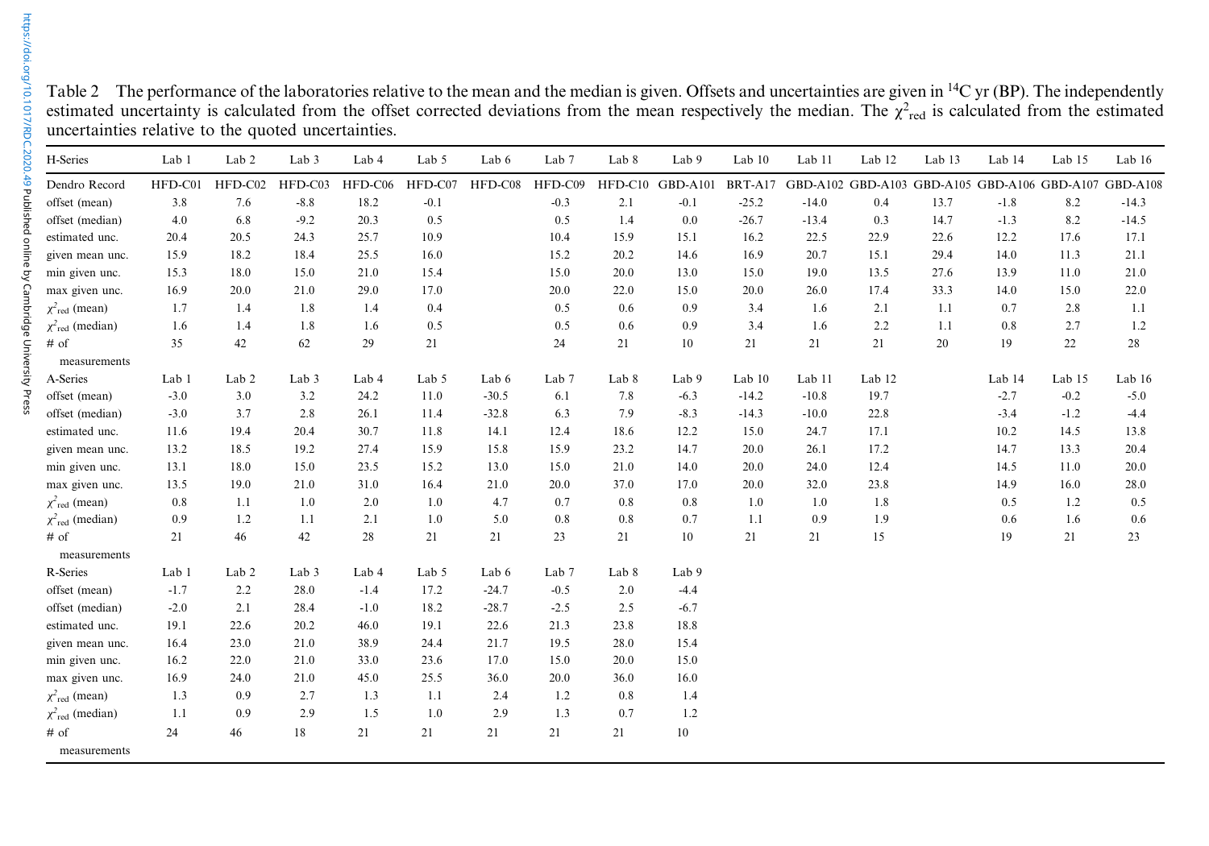Table 2 The performance of the laboratories relative to the mean and the median is given. Offsets and uncertainties are given in $^{14}C$ yr (BP). The independently estimated uncertainty is calculated from the offset corrected deviations from the mean respectively the median. The $\chi^2_{red}$ is calculated from the estimated uncertainties relative to the quoted uncertainties.

| H-Series | Lab 1 | Lab 2 | Lab 3 | Lab 4 | Lab 5 | Lab 6 | Lab 7 | Lab 8 | Lab 9 | Lab 10 | Lab 11 | Lab 12 | Lab 13 | Lab 14 | Lab 15 | Lab 16 |
|---|---|---|---|---|---|---|---|---|---|---|---|---|---|---|---|---|
| Dendro Record | HFD-C01 | HFD-C02 | HFD-C03 | HFD-C06 | HFD-C07 | HFD-C08 | HFD-C09 | HFD-C10 | GBD-A101 | BRT-A17 | GBD-A102 | GBD-A103 | GBD-A105 | GBD-A106 | GBD-A107 | GBD-A108 |
| offset (mean) | 3.8 | 7.6 | -8.8 | 18.2 | -0.1 | | -0.3 | 2.1 | -0.1 | -25.2 | -14.0 | 0.4 | 13.7 | -1.8 | 8.2 | -14.3 |
| offset (median) | 4.0 | 6.8 | -9.2 | 20.3 | 0.5 | | 0.5 | 1.4 | 0.0 | -26.7 | -13.4 | 0.3 | 14.7 | -1.3 | 8.2 | -14.5 |
| estimated unc. | 20.4 | 20.5 | 24.3 | 25.7 | 10.9 | | 10.4 | 15.9 | 15.1 | 16.2 | 22.5 | 22.9 | 22.6 | 12.2 | 17.6 | 17.1 |
| given mean unc. | 15.9 | 18.2 | 18.4 | 25.5 | 16.0 | | 15.2 | 20.2 | 14.6 | 16.9 | 20.7 | 15.1 | 29.4 | 14.0 | 11.3 | 21.1 |
| min given unc. | 15.3 | 18.0 | 15.0 | 21.0 | 15.4 | | 15.0 | 20.0 | 13.0 | 15.0 | 19.0 | 13.5 | 27.6 | 13.9 | 11.0 | 21.0 |
| max given unc. | 16.9 | 20.0 | 21.0 | 29.0 | 17.0 | | 20.0 | 22.0 | 15.0 | 20.0 | 26.0 | 17.4 | 33.3 | 14.0 | 15.0 | 22.0 |
| $\chi^2_{red}$ (mean) | 1.7 | 1.4 | 1.8 | 1.4 | 0.4 | | 0.5 | 0.6 | 0.9 | 3.4 | 1.6 | 2.1 | 1.1 | 0.7 | 2.8 | 1.1 |
| $\chi^2_{red}$ (median) | 1.6 | 1.4 | 1.8 | 1.6 | 0.5 | | 0.5 | 0.6 | 0.9 | 3.4 | 1.6 | 2.2 | 1.1 | 0.8 | 2.7 | 1.2 |
| # of measurements | 35 | 42 | 62 | 29 | 21 | | 24 | 21 | 10 | 21 | 21 | 21 | 20 | 19 | 22 | 28 |
| A-Series | Lab 1 | Lab 2 | Lab 3 | Lab 4 | Lab 5 | Lab 6 | Lab 7 | Lab 8 | Lab 9 | Lab 10 | Lab 11 | Lab 12 | | Lab 14 | Lab 15 | Lab 16 |
| offset (mean) | -3.0 | 3.0 | 3.2 | 24.2 | 11.0 | -30.5 | 6.1 | 7.8 | -6.3 | -14.2 | -10.8 | 19.7 | | -2.7 | -0.2 | -5.0 |
| offset (median) | -3.0 | 3.7 | 2.8 | 26.1 | 11.4 | -32.8 | 6.3 | 7.9 | -8.3 | -14.3 | -10.0 | 22.8 | | -3.4 | -1.2 | -4.4 |
| estimated unc. | 11.6 | 19.4 | 20.4 | 30.7 | 11.8 | 14.1 | 12.4 | 18.6 | 12.2 | 15.0 | 24.7 | 17.1 | | 10.2 | 14.5 | 13.8 |
| given mean unc. | 13.2 | 18.5 | 19.2 | 27.4 | 15.9 | 15.8 | 15.9 | 23.2 | 14.7 | 20.0 | 26.1 | 17.2 | | 14.7 | 13.3 | 20.4 |
| min given unc. | 13.1 | 18.0 | 15.0 | 23.5 | 15.2 | 13.0 | 15.0 | 21.0 | 14.0 | 20.0 | 24.0 | 12.4 | | 14.5 | 11.0 | 20.0 |
| max given unc. | 13.5 | 19.0 | 21.0 | 31.0 | 16.4 | 21.0 | 20.0 | 37.0 | 17.0 | 20.0 | 32.0 | 23.8 | | 14.9 | 16.0 | 28.0 |
| $\chi^2_{red}$ (mean) | 0.8 | 1.1 | 1.0 | 2.0 | 1.0 | 4.7 | 0.7 | 0.8 | 0.8 | 1.0 | 1.0 | 1.8 | | 0.5 | 1.2 | 0.5 |
| $\chi^2_{red}$ (median) | 0.9 | 1.2 | 1.1 | 2.1 | 1.0 | 5.0 | 0.8 | 0.8 | 0.7 | 1.1 | 0.9 | 1.9 | | 0.6 | 1.6 | 0.6 |
| # of measurements | 21 | 46 | 42 | 28 | 21 | 21 | 23 | 21 | 10 | 21 | 21 | 15 | | 19 | 21 | 23 |
| R-Series | Lab 1 | Lab 2 | Lab 3 | Lab 4 | Lab 5 | Lab 6 | Lab 7 | Lab 8 | Lab 9 | | | | | | | |
| offset (mean) | -1.7 | 2.2 | 28.0 | -1.4 | 17.2 | -24.7 | -0.5 | 2.0 | -4.4 | | | | | | | |
| offset (median) | -2.0 | 2.1 | 28.4 | -1.0 | 18.2 | -28.7 | -2.5 | 2.5 | -6.7 | | | | | | | |
| estimated unc. | 19.1 | 22.6 | 20.2 | 46.0 | 19.1 | 22.6 | 21.3 | 23.8 | 18.8 | | | | | | | |
| given mean unc. | 16.4 | 23.0 | 21.0 | 38.9 | 24.4 | 21.7 | 19.5 | 28.0 | 15.4 | | | | | | | |
| min given unc. | 16.2 | 22.0 | 21.0 | 33.0 | 23.6 | 17.0 | 15.0 | 20.0 | 15.0 | | | | | | | |
| max given unc. | 16.9 | 24.0 | 21.0 | 45.0 | 25.5 | 36.0 | 20.0 | 36.0 | 16.0 | | | | | | | |
| $\chi^2_{red}$ (mean) | 1.3 | 0.9 | 2.7 | 1.3 | 1.1 | 2.4 | 1.2 | 0.8 | 1.4 | | | | | | | |
| $\chi^2_{red}$ (median) | 1.1 | 0.9 | 2.9 | 1.5 | 1.0 | 2.9 | 1.3 | 0.7 | 1.2 | | | | | | | |
| # of measurements | 24 | 46 | 18 | 21 | 21 | 21 | 21 | 21 | 10 | | | | | | | |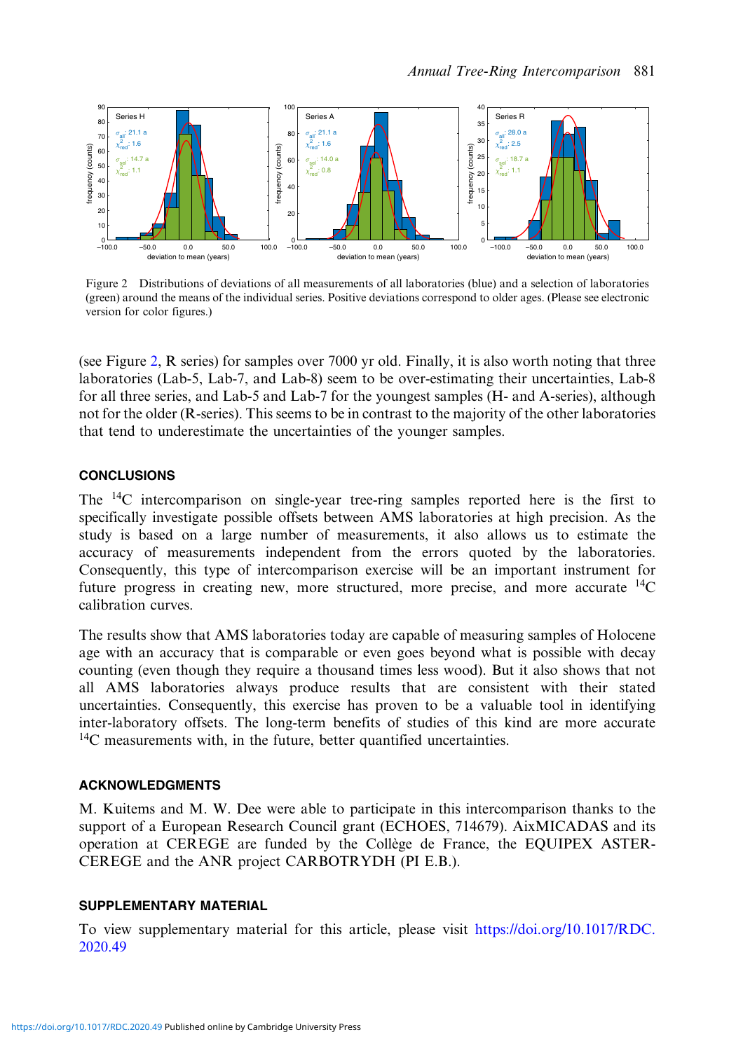Series H

$\sigma_{all}$: 21.1 a

$\chi^2_{red}$: 1.6

$\sigma_{sel}$: 14.7 a

$\chi^2_{red}$: 1.1

frequency (counts)

deviation to mean (years)

Series A

$\sigma_{all}$: 21.1 a

$\chi^2_{red}$: 1.6

$\sigma_{sel}$: 14.0 a

$\chi^2_{red}$: 0.8

frequency (counts)

deviation to mean (years)

Series R

$\sigma_{all}$: 28.0 a

$\chi^2_{red}$: 2.5

$\sigma_{sel}$: 18.7 a

$\chi^2_{red}$: 1.1

frequency (counts)

deviation to mean (years)

Figure 2 Distributions of deviations of all measurements of all laboratories (blue) and a selection of laboratories (green) around the means of the individual series. Positive deviations correspond to older ages. (Please see electronic version for color figures.)

(see Figure 2, R series) for samples over 7000 yr old. Finally, it is also worth noting that three laboratories (Lab-5, Lab-7, and Lab-8) seem to be over-estimating their uncertainties, Lab-8 for all three series, and Lab-5 and Lab-7 for the youngest samples (H- and A-series), although not for the older (R-series). This seems to be in contrast to the majority of the other laboratories that tend to underestimate the uncertainties of the younger samples.

## CONCLUSIONS

The $^{14}C$ intercomparison on single-year tree-ring samples reported here is the first to specifically investigate possible offsets between AMS laboratories at high precision. As the study is based on a large number of measurements, it also allows us to estimate the accuracy of measurements independent from the errors quoted by the laboratories. Consequently, this type of intercomparison exercise will be an important instrument for future progress in creating new, more structured, more precise, and more accurate $^{14}C$ calibration curves.

The results show that AMS laboratories today are capable of measuring samples of Holocene age with an accuracy that is comparable or even goes beyond what is possible with decay counting (even though they require a thousand times less wood). But it also shows that not all AMS laboratories always produce results that are consistent with their stated uncertainties. Consequently, this exercise has proven to be a valuable tool in identifying inter-laboratory offsets. The long-term benefits of studies of this kind are more accurate $^{14}C$ measurements with, in the future, better quantified uncertainties.

## ACKNOWLEDGMENTS

M. Kuitems and M. W. Dee were able to participate in this intercomparison thanks to the support of a European Research Council grant (ECHOES, 714679). AixMICADAS and its operation at CEREGE are funded by the Collège de France, the EQUIPEX ASTER-CEREGE and the ANR project CARBOTRYDH (PI E.B.).

## SUPPLEMENTARY MATERIAL

To view supplementary material for this article, please visit https://doi.org/10.1017/RDC.2020.49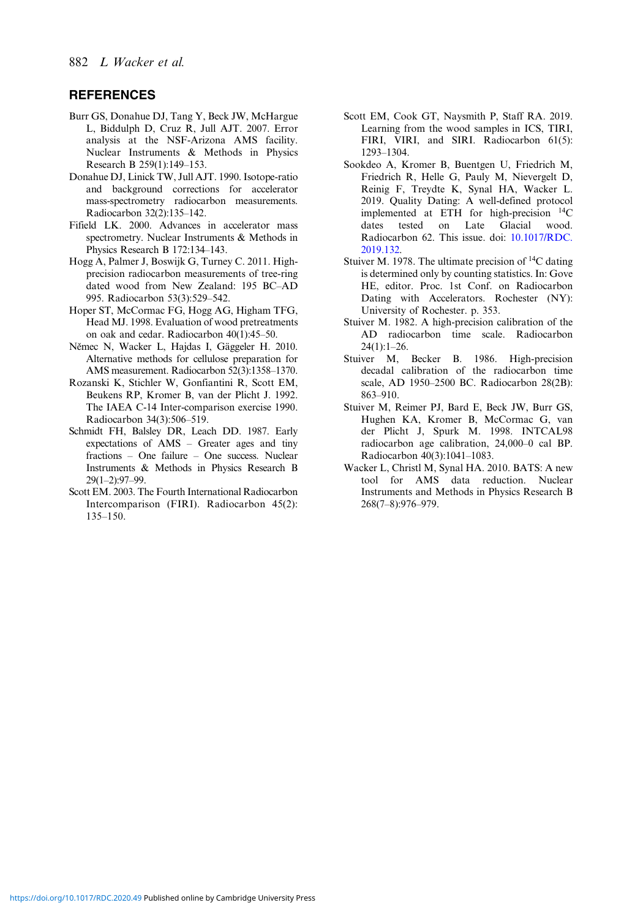## REFERENCES

Burr GS, Donahue DJ, Tang Y, Beck JW, McHargue L, Biddulph D, Cruz R, Jull AJT. 2007. Error analysis at the NSF-Arizona AMS facility. Nuclear Instruments & Methods in Physics Research B 259(1):149–153.

Donahue DJ, Linick TW, Jull AJT. 1990. Isotope-ratio and background corrections for accelerator mass-spectrometry radiocarbon measurements. Radiocarbon 32(2):135–142.

Fifield LK. 2000. Advances in accelerator mass spectrometry. Nuclear Instruments & Methods in Physics Research B 172:134–143.

Hogg A, Palmer J, Boswijk G, Turney C. 2011. High-precision radiocarbon measurements of tree-ring dated wood from New Zealand: 195 BC–AD 995. Radiocarbon 53(3):529–542.

Hoper ST, McCormac FG, Hogg AG, Higham TFG, Head MJ. 1998. Evaluation of wood pretreatments on oak and cedar. Radiocarbon 40(1):45–50.

Němec N, Wacker L, Hajdas I, Gäggeler H. 2010. Alternative methods for cellulose preparation for AMS measurement. Radiocarbon 52(3):1358–1370.

Rozanski K, Stichler W, Gonfiantini R, Scott EM, Beukens RP, Kromer B, van der Plicht J. 1992. The IAEA C-14 Inter-comparison exercise 1990. Radiocarbon 34(3):506–519.

Schmidt FH, Balsley DR, Leach DD. 1987. Early expectations of AMS – Greater ages and tiny fractions – One failure – One success. Nuclear Instruments & Methods in Physics Research B 29(1–2):97–99.

Scott EM. 2003. The Fourth International Radiocarbon Intercomparison (FIRI). Radiocarbon 45(2): 135–150.

Scott EM, Cook GT, Naysmith P, Staff RA. 2019. Learning from the wood samples in ICS, TIRI, FIRI, VIRI, and SIRI. Radiocarbon 61(5): 1293–1304.

Sookdeo A, Kromer B, Buentgen U, Friedrich M, Friedrich R, Helle G, Pauly M, Nievergelt D, Reinig F, Treydte K, Synal HA, Wacker L. 2019. Quality Dating: A well-defined protocol implemented at ETH for high-precision $^{14}C$ dates tested on Late Glacial wood. Radiocarbon 62. This issue. doi: 10.1017/RDC.2019.132.

Stuiver M. 1978. The ultimate precision of $^{14}C$ dating is determined only by counting statistics. In: Gove HE, editor. Proc. 1st Conf. on Radiocarbon Dating with Accelerators. Rochester (NY): University of Rochester. p. 353.

Stuiver M. 1982. A high-precision calibration of the AD radiocarbon time scale. Radiocarbon 24(1):1–26.

Stuiver M, Becker B. 1986. High-precision decadal calibration of the radiocarbon time scale, AD 1950–2500 BC. Radiocarbon 28(2B): 863–910.

Stuiver M, Reimer PJ, Bard E, Beck JW, Burr GS, Hughen KA, Kromer B, McCormac G, van der Plicht J, Spurk M. 1998. INTCAL98 radiocarbon age calibration, 24,000–0 cal BP. Radiocarbon 40(3):1041–1083.

Wacker L, Christl M, Synal HA. 2010. BATS: A new tool for AMS data reduction. Nuclear Instruments and Methods in Physics Research B 268(7–8):976–979.